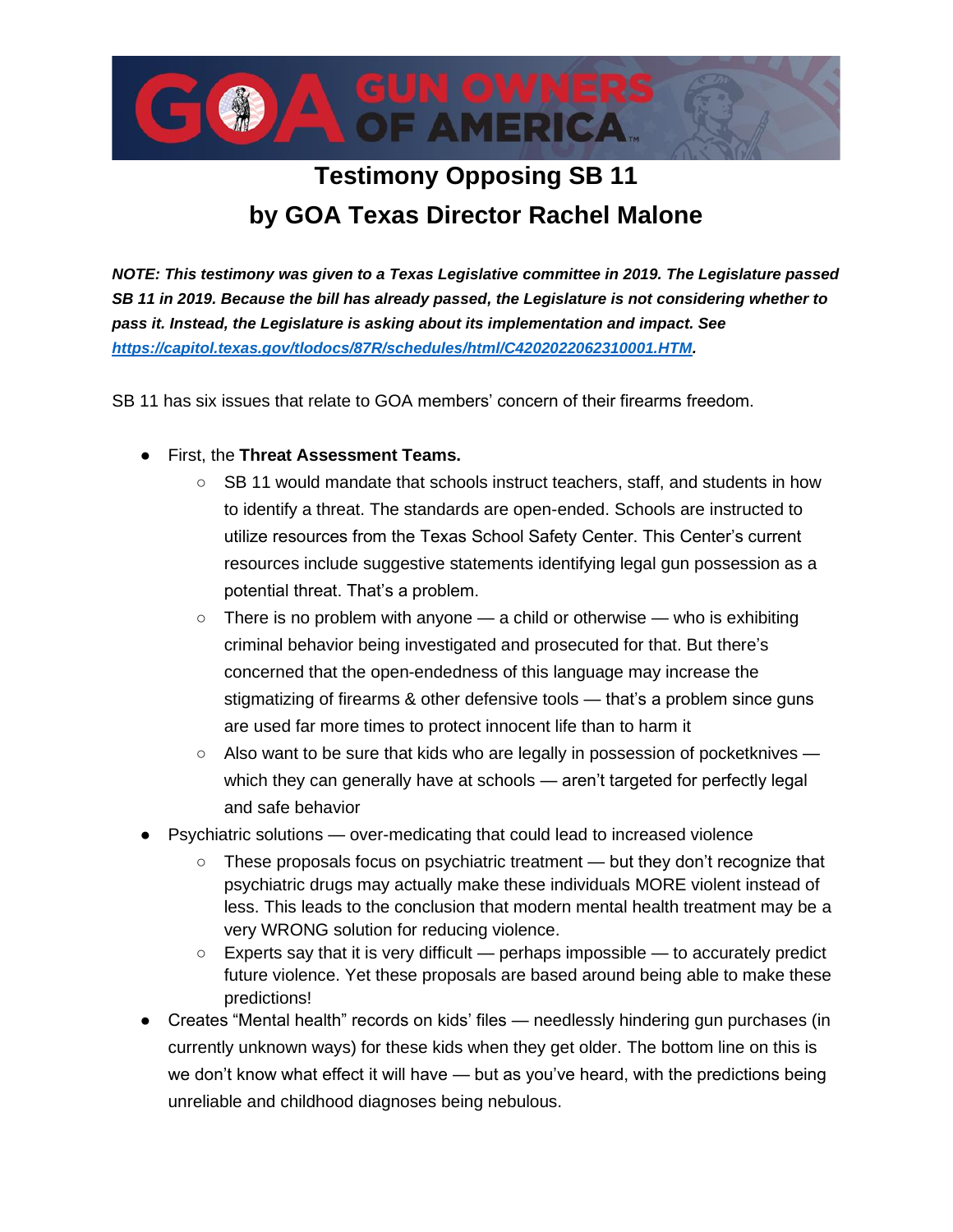# Testimony Opposing SB 11
## by GOA Texas Director Rachel Malone

***NOTE: This testimony was given to a Texas Legislative committee in 2019. The Legislature passed SB 11 in 2019. Because the bill has already passed, the Legislature is not considering whether to pass it. Instead, the Legislature is asking about its implementation and impact. See [https://capitol.texas.gov/tlodocs/87R/schedules/html/C4202022062310001.HTM](https://capitol.texas.gov/tlodocs/87R/schedules/html/C4202022062310001.HTM).***

SB 11 has six issues that relate to GOA members' concern of their firearms freedom.

- First, the **Threat Assessment Teams.**
  - SB 11 would mandate that schools instruct teachers, staff, and students in how to identify a threat. The standards are open-ended. Schools are instructed to utilize resources from the Texas School Safety Center. This Center's current resources include suggestive statements identifying legal gun possession as a potential threat. That's a problem.
  - There is no problem with anyone — a child or otherwise — who is exhibiting criminal behavior being investigated and prosecuted for that. But there's concerned that the open-endedness of this language may increase the stigmatizing of firearms & other defensive tools — that's a problem since guns are used far more times to protect innocent life than to harm it
  - Also want to be sure that kids who are legally in possession of pocketknives — which they can generally have at schools — aren't targeted for perfectly legal and safe behavior
- Psychiatric solutions — over-medicating that could lead to increased violence
  - These proposals focus on psychiatric treatment — but they don't recognize that psychiatric drugs may actually make these individuals MORE violent instead of less. This leads to the conclusion that modern mental health treatment may be a very WRONG solution for reducing violence.
  - Experts say that it is very difficult — perhaps impossible — to accurately predict future violence. Yet these proposals are based around being able to make these predictions!
- Creates "Mental health" records on kids' files — needlessly hindering gun purchases (in currently unknown ways) for these kids when they get older. The bottom line on this is we don't know what effect it will have — but as you've heard, with the predictions being unreliable and childhood diagnoses being nebulous.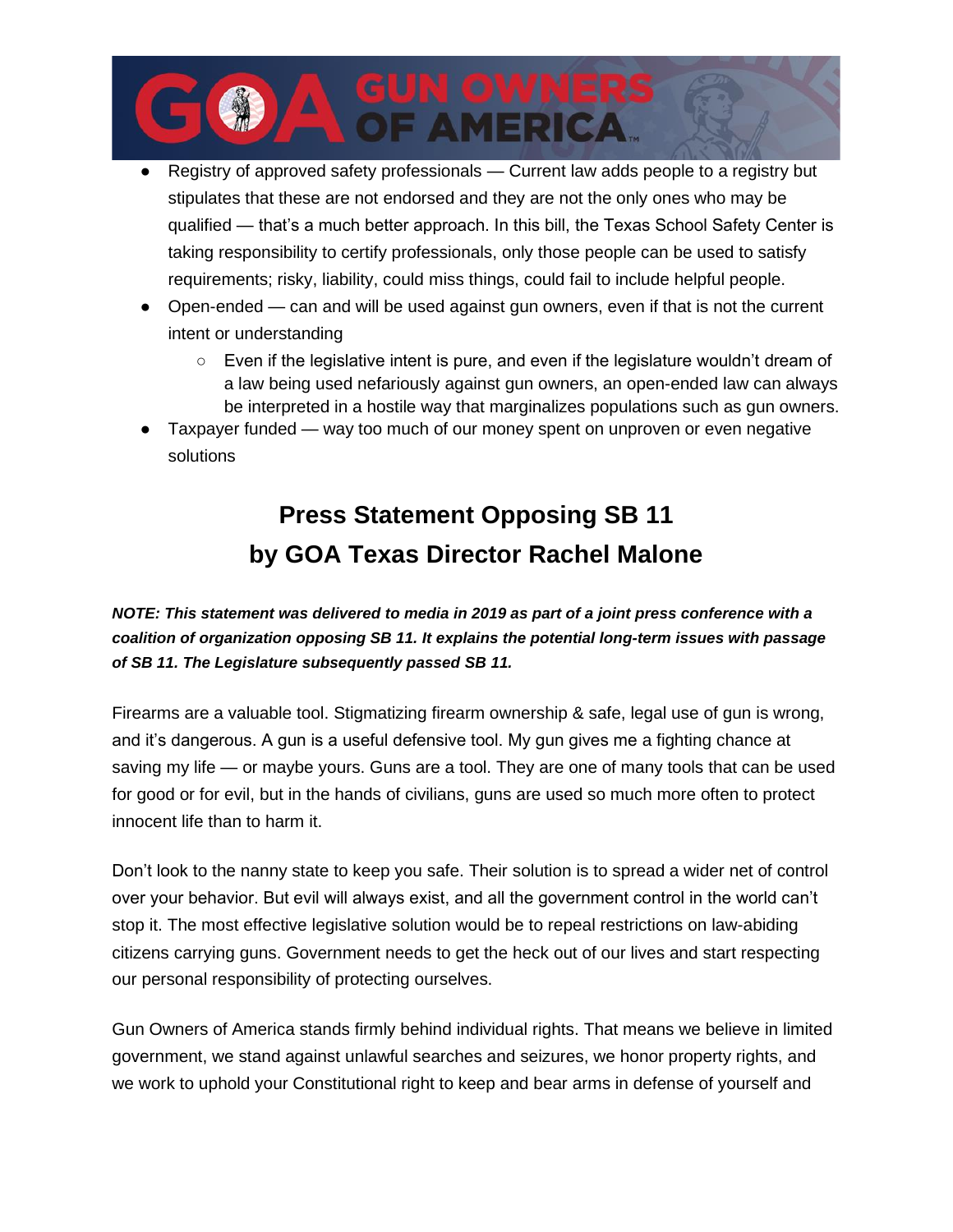- Registry of approved safety professionals — Current law adds people to a registry but stipulates that these are not endorsed and they are not the only ones who may be qualified — that's a much better approach. In this bill, the Texas School Safety Center is taking responsibility to certify professionals, only those people can be used to satisfy requirements; risky, liability, could miss things, could fail to include helpful people.
- Open-ended — can and will be used against gun owners, even if that is not the current intent or understanding
  - Even if the legislative intent is pure, and even if the legislature wouldn't dream of a law being used nefariously against gun owners, an open-ended law can always be interpreted in a hostile way that marginalizes populations such as gun owners.
- Taxpayer funded — way too much of our money spent on unproven or even negative solutions

## Press Statement Opposing SB 11 by GOA Texas Director Rachel Malone

***NOTE: This statement was delivered to media in 2019 as part of a joint press conference with a coalition of organization opposing SB 11. It explains the potential long-term issues with passage of SB 11. The Legislature subsequently passed SB 11.***

Firearms are a valuable tool. Stigmatizing firearm ownership & safe, legal use of gun is wrong, and it's dangerous. A gun is a useful defensive tool. My gun gives me a fighting chance at saving my life — or maybe yours. Guns are a tool. They are one of many tools that can be used for good or for evil, but in the hands of civilians, guns are used so much more often to protect innocent life than to harm it.

Don't look to the nanny state to keep you safe. Their solution is to spread a wider net of control over your behavior. But evil will always exist, and all the government control in the world can't stop it. The most effective legislative solution would be to repeal restrictions on law-abiding citizens carrying guns. Government needs to get the heck out of our lives and start respecting our personal responsibility of protecting ourselves.

Gun Owners of America stands firmly behind individual rights. That means we believe in limited government, we stand against unlawful searches and seizures, we honor property rights, and we work to uphold your Constitutional right to keep and bear arms in defense of yourself and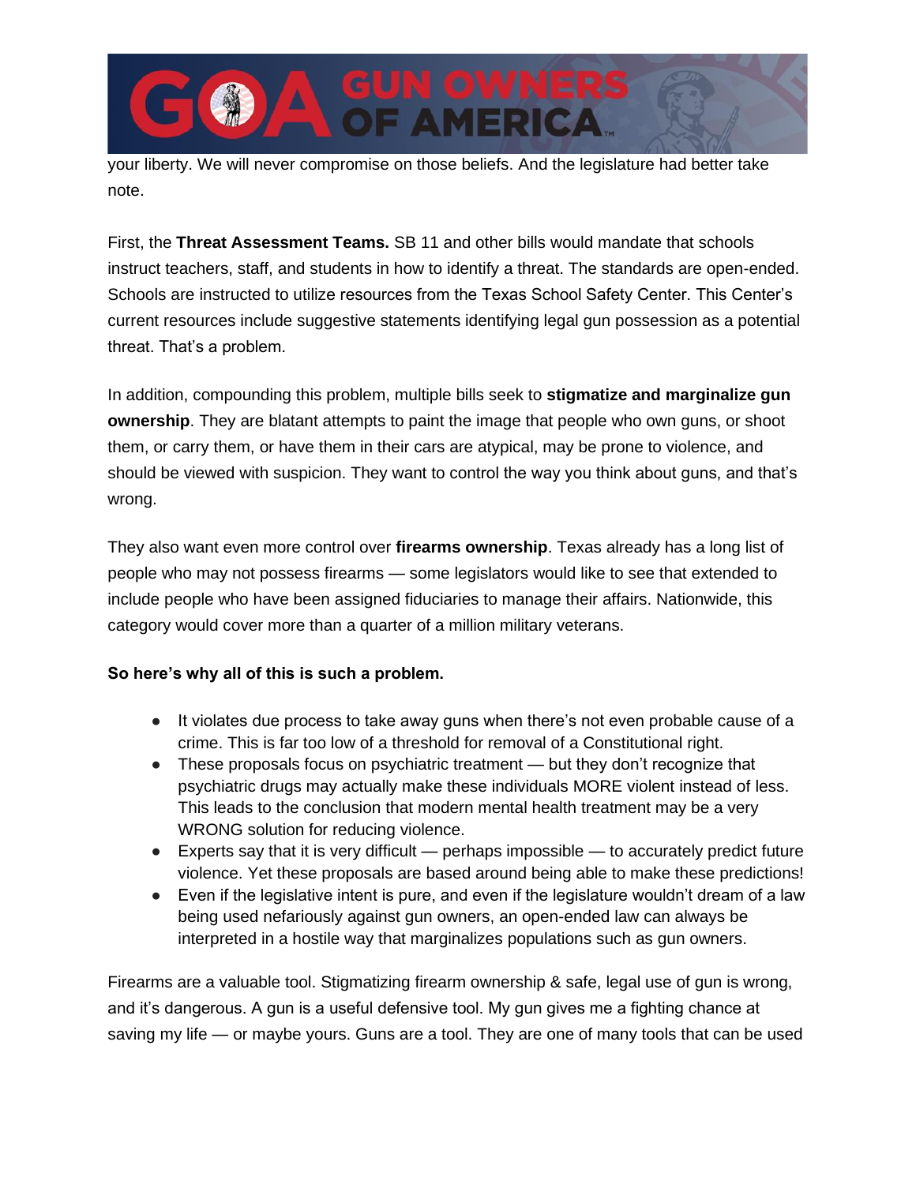your liberty. We will never compromise on those beliefs. And the legislature had better take note.

First, the **Threat Assessment Teams.** SB 11 and other bills would mandate that schools instruct teachers, staff, and students in how to identify a threat. The standards are open-ended. Schools are instructed to utilize resources from the Texas School Safety Center. This Center's current resources include suggestive statements identifying legal gun possession as a potential threat. That's a problem.

In addition, compounding this problem, multiple bills seek to **stigmatize and marginalize gun ownership**. They are blatant attempts to paint the image that people who own guns, or shoot them, or carry them, or have them in their cars are atypical, may be prone to violence, and should be viewed with suspicion. They want to control the way you think about guns, and that's wrong.

They also want even more control over **firearms ownership**. Texas already has a long list of people who may not possess firearms — some legislators would like to see that extended to include people who have been assigned fiduciaries to manage their affairs. Nationwide, this category would cover more than a quarter of a million military veterans.

**So here's why all of this is such a problem.**

- It violates due process to take away guns when there's not even probable cause of a crime. This is far too low of a threshold for removal of a Constitutional right.
- These proposals focus on psychiatric treatment — but they don't recognize that psychiatric drugs may actually make these individuals MORE violent instead of less. This leads to the conclusion that modern mental health treatment may be a very WRONG solution for reducing violence.
- Experts say that it is very difficult — perhaps impossible — to accurately predict future violence. Yet these proposals are based around being able to make these predictions!
- Even if the legislative intent is pure, and even if the legislature wouldn't dream of a law being used nefariously against gun owners, an open-ended law can always be interpreted in a hostile way that marginalizes populations such as gun owners.

Firearms are a valuable tool. Stigmatizing firearm ownership & safe, legal use of gun is wrong, and it's dangerous. A gun is a useful defensive tool. My gun gives me a fighting chance at saving my life — or maybe yours. Guns are a tool. They are one of many tools that can be used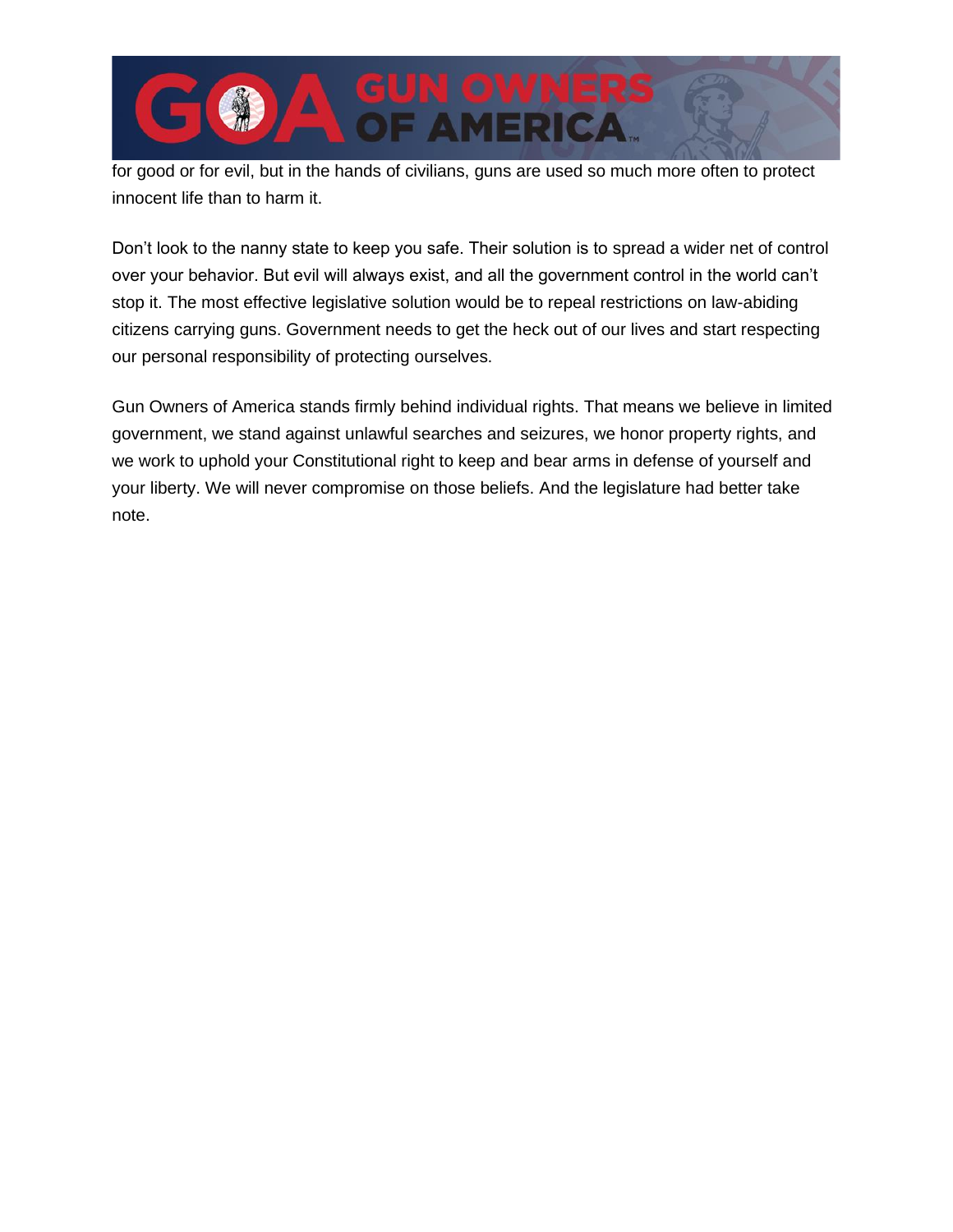for good or for evil, but in the hands of civilians, guns are used so much more often to protect innocent life than to harm it.

Don't look to the nanny state to keep you safe. Their solution is to spread a wider net of control over your behavior. But evil will always exist, and all the government control in the world can't stop it. The most effective legislative solution would be to repeal restrictions on law-abiding citizens carrying guns. Government needs to get the heck out of our lives and start respecting our personal responsibility of protecting ourselves.

Gun Owners of America stands firmly behind individual rights. That means we believe in limited government, we stand against unlawful searches and seizures, we honor property rights, and we work to uphold your Constitutional right to keep and bear arms in defense of yourself and your liberty. We will never compromise on those beliefs. And the legislature had better take note.